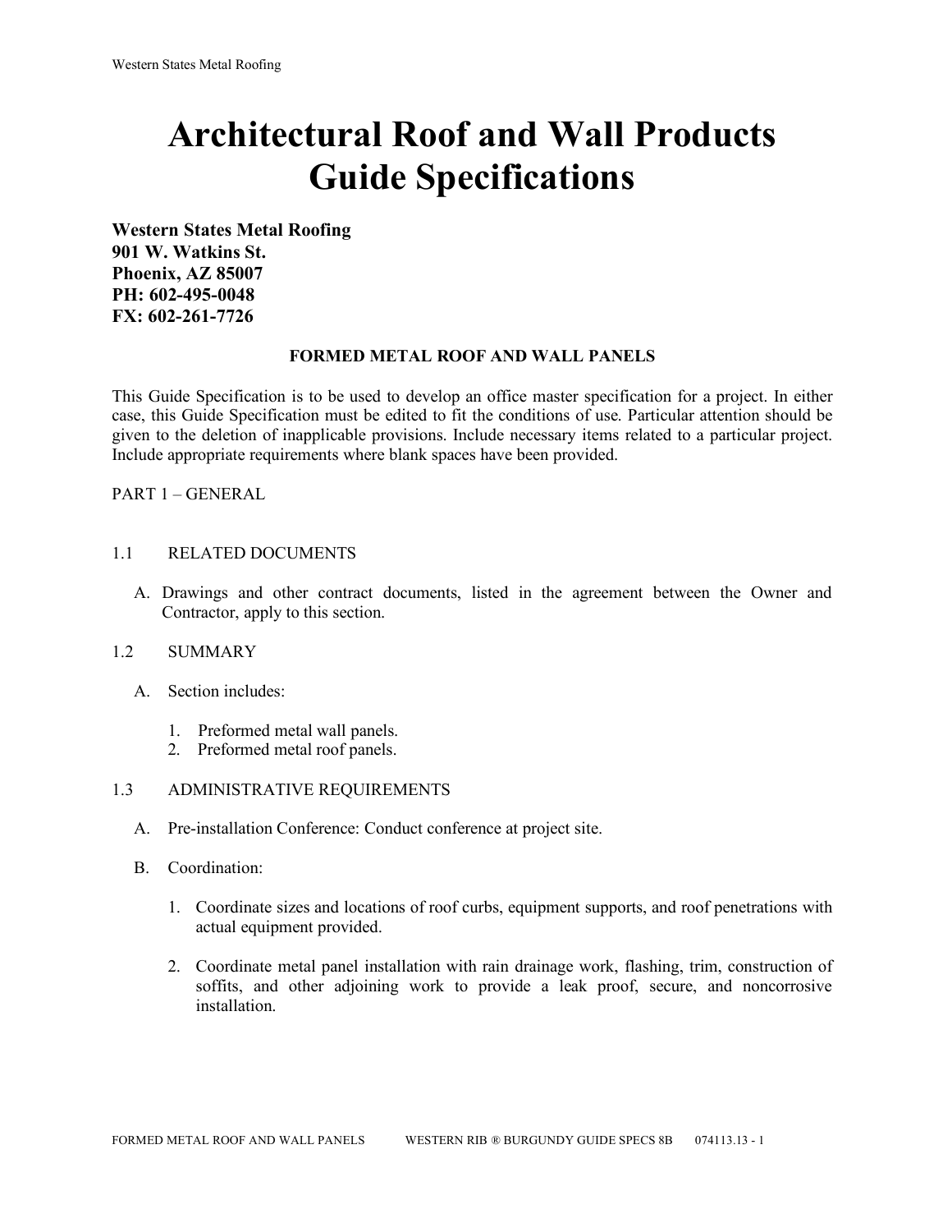# Architectural Roof and Wall Products Guide Specifications

**Western States Metal Roofing**
**901 W. Watkins St.**
**Phoenix, AZ 85007**
**PH: 602-495-0048**
**FX: 602-261-7726**

**FORMED METAL ROOF AND WALL PANELS**

This Guide Specification is to be used to develop an office master specification for a project. In either case, this Guide Specification must be edited to fit the conditions of use. Particular attention should be given to the deletion of inapplicable provisions. Include necessary items related to a particular project. Include appropriate requirements where blank spaces have been provided.

PART 1 – GENERAL

1.1 RELATED DOCUMENTS

A. Drawings and other contract documents, listed in the agreement between the Owner and Contractor, apply to this section.

1.2 SUMMARY

A. Section includes:

1. Preformed metal wall panels.
2. Preformed metal roof panels.

1.3 ADMINISTRATIVE REQUIREMENTS

A. Pre-installation Conference: Conduct conference at project site.

B. Coordination:

1. Coordinate sizes and locations of roof curbs, equipment supports, and roof penetrations with actual equipment provided.

2. Coordinate metal panel installation with rain drainage work, flashing, trim, construction of soffits, and other adjoining work to provide a leak proof, secure, and noncorrosive installation.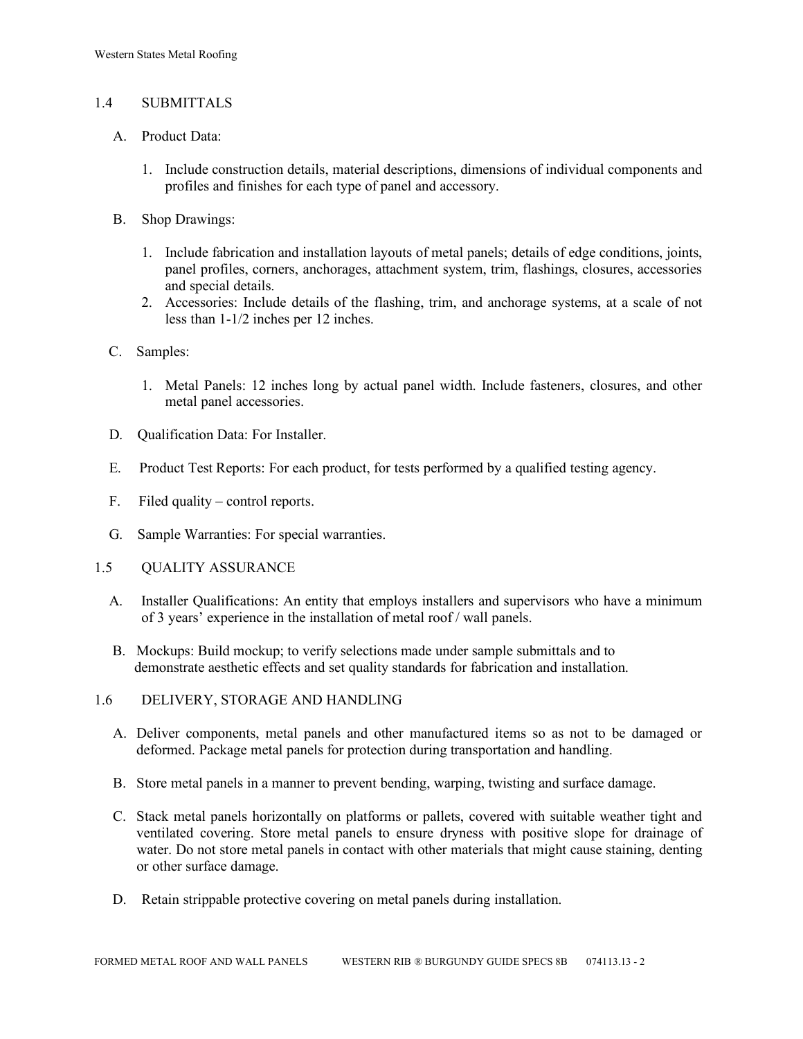## 1.4 SUBMITTALS

A. Product Data:

1. Include construction details, material descriptions, dimensions of individual components and profiles and finishes for each type of panel and accessory.

B. Shop Drawings:

1. Include fabrication and installation layouts of metal panels; details of edge conditions, joints, panel profiles, corners, anchorages, attachment system, trim, flashings, closures, accessories and special details.
2. Accessories: Include details of the flashing, trim, and anchorage systems, at a scale of not less than 1-1/2 inches per 12 inches.

C. Samples:

1. Metal Panels: 12 inches long by actual panel width. Include fasteners, closures, and other metal panel accessories.

D. Qualification Data: For Installer.

E. Product Test Reports: For each product, for tests performed by a qualified testing agency.

F. Filed quality – control reports.

G. Sample Warranties: For special warranties.

## 1.5 QUALITY ASSURANCE

A. Installer Qualifications: An entity that employs installers and supervisors who have a minimum of 3 years' experience in the installation of metal roof / wall panels.

B. Mockups: Build mockup; to verify selections made under sample submittals and to demonstrate aesthetic effects and set quality standards for fabrication and installation.

## 1.6 DELIVERY, STORAGE AND HANDLING

A. Deliver components, metal panels and other manufactured items so as not to be damaged or deformed. Package metal panels for protection during transportation and handling.

B. Store metal panels in a manner to prevent bending, warping, twisting and surface damage.

C. Stack metal panels horizontally on platforms or pallets, covered with suitable weather tight and ventilated covering. Store metal panels to ensure dryness with positive slope for drainage of water. Do not store metal panels in contact with other materials that might cause staining, denting or other surface damage.

D. Retain strippable protective covering on metal panels during installation.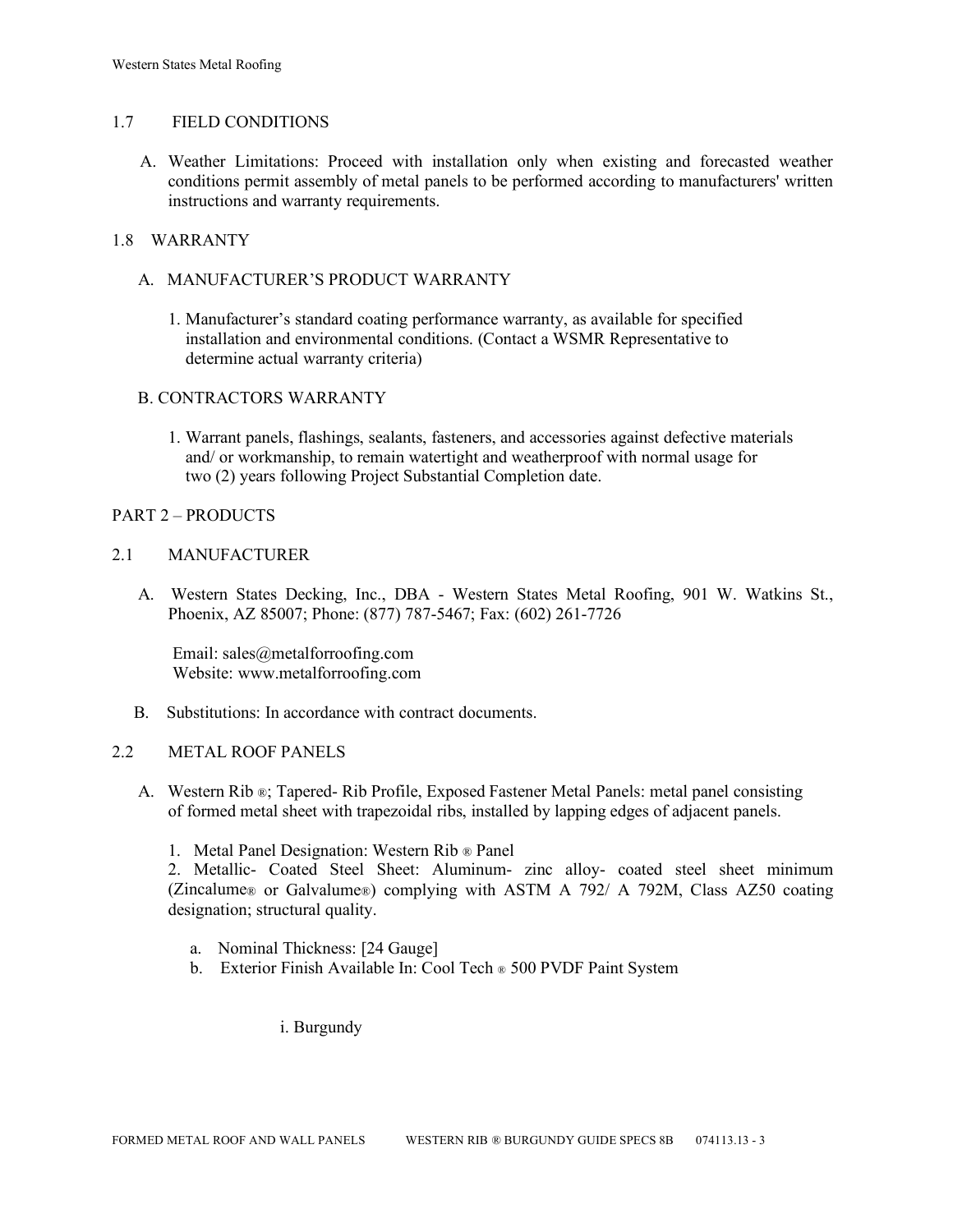## 1.7 FIELD CONDITIONS

A. Weather Limitations: Proceed with installation only when existing and forecasted weather conditions permit assembly of metal panels to be performed according to manufacturers' written instructions and warranty requirements.

## 1.8 WARRANTY

A. MANUFACTURER'S PRODUCT WARRANTY

1. Manufacturer's standard coating performance warranty, as available for specified installation and environmental conditions. (Contact a WSMR Representative to determine actual warranty criteria)

B. CONTRACTORS WARRANTY

1. Warrant panels, flashings, sealants, fasteners, and accessories against defective materials and/ or workmanship, to remain watertight and weatherproof with normal usage for two (2) years following Project Substantial Completion date.

# PART 2 – PRODUCTS

## 2.1 MANUFACTURER

A. Western States Decking, Inc., DBA - Western States Metal Roofing, 901 W. Watkins St., Phoenix, AZ 85007; Phone: (877) 787-5467; Fax: (602) 261-7726

Email: sales@metalforroofing.com
Website: www.metalforroofing.com

B. Substitutions: In accordance with contract documents.

## 2.2 METAL ROOF PANELS

A. Western Rib ®; Tapered- Rib Profile, Exposed Fastener Metal Panels: metal panel consisting of formed metal sheet with trapezoidal ribs, installed by lapping edges of adjacent panels.

1. Metal Panel Designation: Western Rib ® Panel
2. Metallic- Coated Steel Sheet: Aluminum- zinc alloy- coated steel sheet minimum (Zincalume® or Galvalume®) complying with ASTM A 792/ A 792M, Class AZ50 coating designation; structural quality.

   a. Nominal Thickness: [24 Gauge]
   b. Exterior Finish Available In: Cool Tech ® 500 PVDF Paint System

      i. Burgundy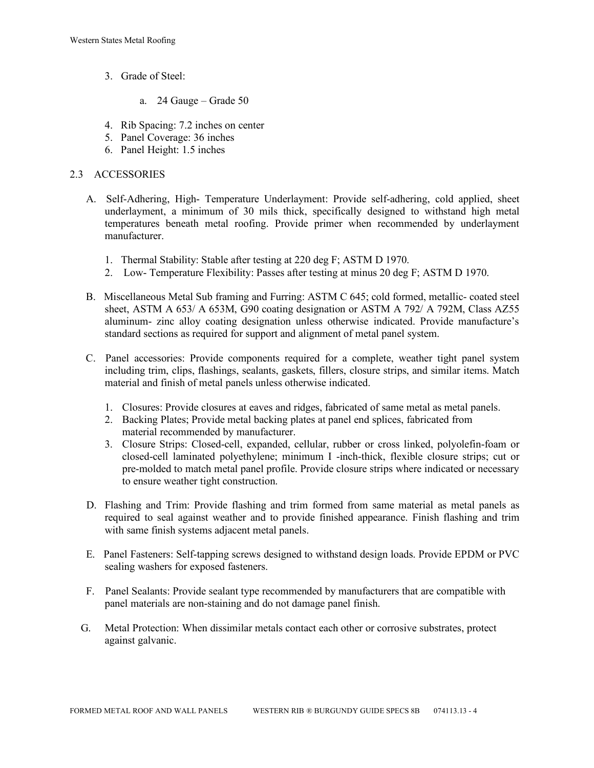3. Grade of Steel:

    a. 24 Gauge – Grade 50

4. Rib Spacing: 7.2 inches on center
5. Panel Coverage: 36 inches
6. Panel Height: 1.5 inches

## 2.3 ACCESSORIES

A. Self-Adhering, High- Temperature Underlayment: Provide self-adhering, cold applied, sheet underlayment, a minimum of 30 mils thick, specifically designed to withstand high metal temperatures beneath metal roofing. Provide primer when recommended by underlayment manufacturer.

    1. Thermal Stability: Stable after testing at 220 deg F; ASTM D 1970.
    2. Low- Temperature Flexibility: Passes after testing at minus 20 deg F; ASTM D 1970.

B. Miscellaneous Metal Sub framing and Furring: ASTM C 645; cold formed, metallic- coated steel sheet, ASTM A 653/ A 653M, G90 coating designation or ASTM A 792/ A 792M, Class AZ55 aluminum- zinc alloy coating designation unless otherwise indicated. Provide manufacture's standard sections as required for support and alignment of metal panel system.

C. Panel accessories: Provide components required for a complete, weather tight panel system including trim, clips, flashings, sealants, gaskets, fillers, closure strips, and similar items. Match material and finish of metal panels unless otherwise indicated.

    1. Closures: Provide closures at eaves and ridges, fabricated of same metal as metal panels.
    2. Backing Plates; Provide metal backing plates at panel end splices, fabricated from material recommended by manufacturer.
    3. Closure Strips: Closed-cell, expanded, cellular, rubber or cross linked, polyolefin-foam or closed-cell laminated polyethylene; minimum I -inch-thick, flexible closure strips; cut or pre-molded to match metal panel profile. Provide closure strips where indicated or necessary to ensure weather tight construction.

D. Flashing and Trim: Provide flashing and trim formed from same material as metal panels as required to seal against weather and to provide finished appearance. Finish flashing and trim with same finish systems adjacent metal panels.

E. Panel Fasteners: Self-tapping screws designed to withstand design loads. Provide EPDM or PVC sealing washers for exposed fasteners.

F. Panel Sealants: Provide sealant type recommended by manufacturers that are compatible with panel materials are non-staining and do not damage panel finish.

G. Metal Protection: When dissimilar metals contact each other or corrosive substrates, protect against galvanic.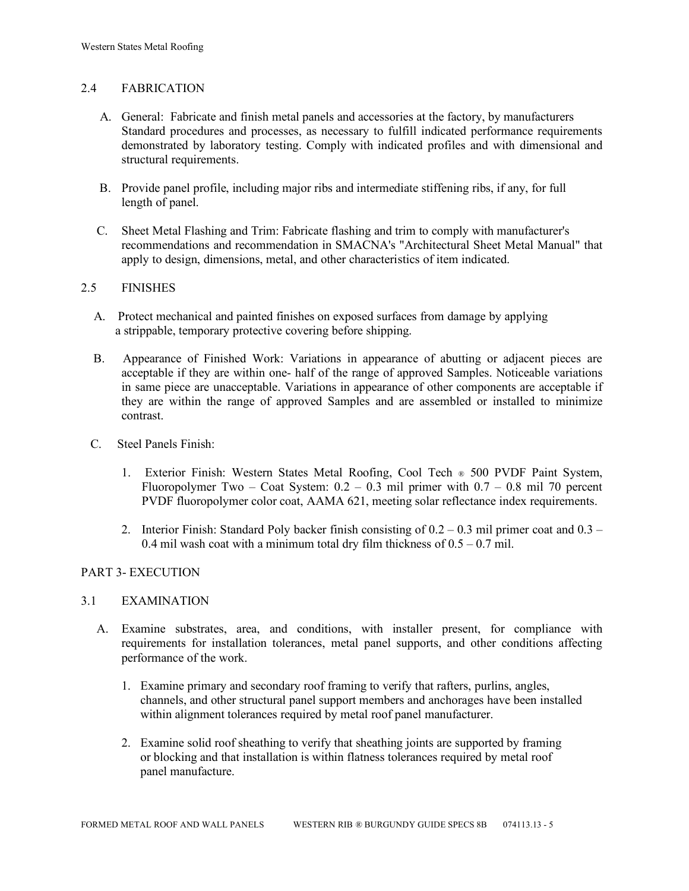## 2.4 FABRICATION

A. General: Fabricate and finish metal panels and accessories at the factory, by manufacturers Standard procedures and processes, as necessary to fulfill indicated performance requirements demonstrated by laboratory testing. Comply with indicated profiles and with dimensional and structural requirements.

B. Provide panel profile, including major ribs and intermediate stiffening ribs, if any, for full length of panel.

C. Sheet Metal Flashing and Trim: Fabricate flashing and trim to comply with manufacturer's recommendations and recommendation in SMACNA's "Architectural Sheet Metal Manual" that apply to design, dimensions, metal, and other characteristics of item indicated.

## 2.5 FINISHES

A. Protect mechanical and painted finishes on exposed surfaces from damage by applying a strippable, temporary protective covering before shipping.

B. Appearance of Finished Work: Variations in appearance of abutting or adjacent pieces are acceptable if they are within one- half of the range of approved Samples. Noticeable variations in same piece are unacceptable. Variations in appearance of other components are acceptable if they are within the range of approved Samples and are assembled or installed to minimize contrast.

C. Steel Panels Finish:

1. Exterior Finish: Western States Metal Roofing, Cool Tech ® 500 PVDF Paint System, Fluoropolymer Two – Coat System: 0.2 – 0.3 mil primer with 0.7 – 0.8 mil 70 percent PVDF fluoropolymer color coat, AAMA 621, meeting solar reflectance index requirements.

2. Interior Finish: Standard Poly backer finish consisting of 0.2 – 0.3 mil primer coat and 0.3 – 0.4 mil wash coat with a minimum total dry film thickness of 0.5 – 0.7 mil.

# PART 3- EXECUTION

## 3.1 EXAMINATION

A. Examine substrates, area, and conditions, with installer present, for compliance with requirements for installation tolerances, metal panel supports, and other conditions affecting performance of the work.

1. Examine primary and secondary roof framing to verify that rafters, purlins, angles, channels, and other structural panel support members and anchorages have been installed within alignment tolerances required by metal roof panel manufacturer.

2. Examine solid roof sheathing to verify that sheathing joints are supported by framing or blocking and that installation is within flatness tolerances required by metal roof panel manufacture.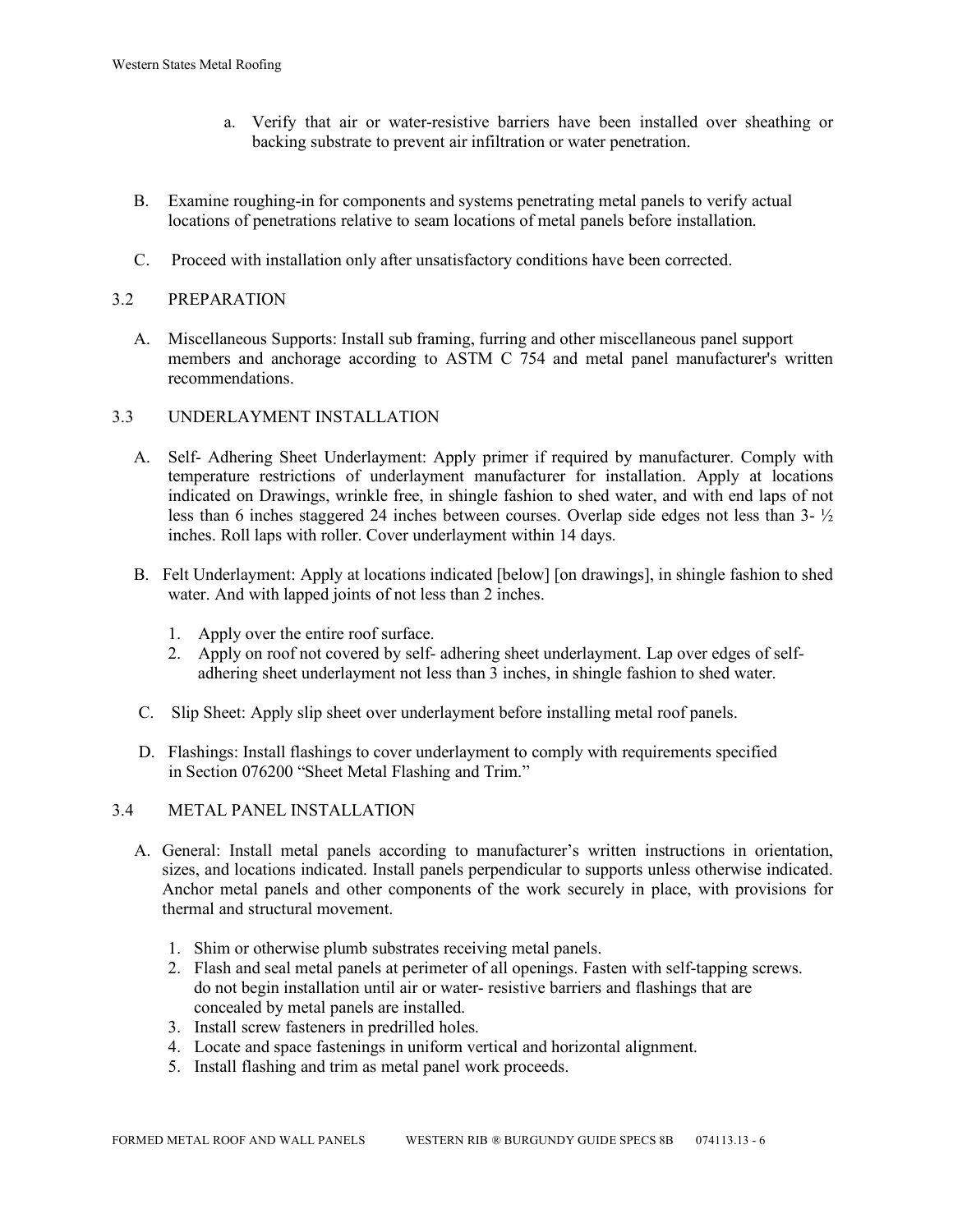a. Verify that air or water-resistive barriers have been installed over sheathing or backing substrate to prevent air infiltration or water penetration.

B. Examine roughing-in for components and systems penetrating metal panels to verify actual locations of penetrations relative to seam locations of metal panels before installation.

C. Proceed with installation only after unsatisfactory conditions have been corrected.

## 3.2 PREPARATION

A. Miscellaneous Supports: Install sub framing, furring and other miscellaneous panel support members and anchorage according to ASTM C 754 and metal panel manufacturer's written recommendations.

## 3.3 UNDERLAYMENT INSTALLATION

A. Self- Adhering Sheet Underlayment: Apply primer if required by manufacturer. Comply with temperature restrictions of underlayment manufacturer for installation. Apply at locations indicated on Drawings, wrinkle free, in shingle fashion to shed water, and with end laps of not less than 6 inches staggered 24 inches between courses. Overlap side edges not less than 3- ½ inches. Roll laps with roller. Cover underlayment within 14 days.

B. Felt Underlayment: Apply at locations indicated [below] [on drawings], in shingle fashion to shed water. And with lapped joints of not less than 2 inches.

1. Apply over the entire roof surface.
2. Apply on roof not covered by self- adhering sheet underlayment. Lap over edges of self-adhering sheet underlayment not less than 3 inches, in shingle fashion to shed water.

C. Slip Sheet: Apply slip sheet over underlayment before installing metal roof panels.

D. Flashings: Install flashings to cover underlayment to comply with requirements specified in Section 076200 “Sheet Metal Flashing and Trim.”

## 3.4 METAL PANEL INSTALLATION

A. General: Install metal panels according to manufacturer’s written instructions in orientation, sizes, and locations indicated. Install panels perpendicular to supports unless otherwise indicated. Anchor metal panels and other components of the work securely in place, with provisions for thermal and structural movement.

1. Shim or otherwise plumb substrates receiving metal panels.
2. Flash and seal metal panels at perimeter of all openings. Fasten with self-tapping screws. do not begin installation until air or water- resistive barriers and flashings that are concealed by metal panels are installed.
3. Install screw fasteners in predrilled holes.
4. Locate and space fastenings in uniform vertical and horizontal alignment.
5. Install flashing and trim as metal panel work proceeds.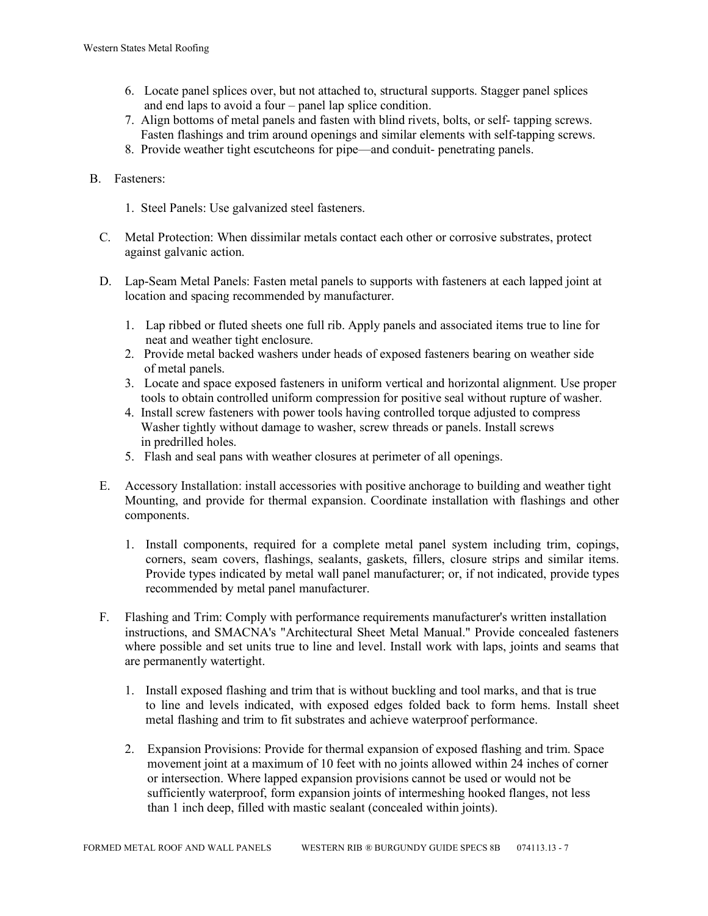6. Locate panel splices over, but not attached to, structural supports. Stagger panel splices and end laps to avoid a four – panel lap splice condition.
7. Align bottoms of metal panels and fasten with blind rivets, bolts, or self- tapping screws. Fasten flashings and trim around openings and similar elements with self-tapping screws.
8. Provide weather tight escutcheons for pipe—and conduit- penetrating panels.

B. Fasteners:

1. Steel Panels: Use galvanized steel fasteners.

C. Metal Protection: When dissimilar metals contact each other or corrosive substrates, protect against galvanic action.

D. Lap-Seam Metal Panels: Fasten metal panels to supports with fasteners at each lapped joint at location and spacing recommended by manufacturer.

1. Lap ribbed or fluted sheets one full rib. Apply panels and associated items true to line for neat and weather tight enclosure.
2. Provide metal backed washers under heads of exposed fasteners bearing on weather side of metal panels.
3. Locate and space exposed fasteners in uniform vertical and horizontal alignment. Use proper tools to obtain controlled uniform compression for positive seal without rupture of washer.
4. Install screw fasteners with power tools having controlled torque adjusted to compress Washer tightly without damage to washer, screw threads or panels. Install screws in predrilled holes.
5. Flash and seal pans with weather closures at perimeter of all openings.

E. Accessory Installation: install accessories with positive anchorage to building and weather tight Mounting, and provide for thermal expansion. Coordinate installation with flashings and other components.

1. Install components, required for a complete metal panel system including trim, copings, corners, seam covers, flashings, sealants, gaskets, fillers, closure strips and similar items. Provide types indicated by metal wall panel manufacturer; or, if not indicated, provide types recommended by metal panel manufacturer.

F. Flashing and Trim: Comply with performance requirements manufacturer's written installation instructions, and SMACNA's "Architectural Sheet Metal Manual." Provide concealed fasteners where possible and set units true to line and level. Install work with laps, joints and seams that are permanently watertight.

1. Install exposed flashing and trim that is without buckling and tool marks, and that is true to line and levels indicated, with exposed edges folded back to form hems. Install sheet metal flashing and trim to fit substrates and achieve waterproof performance.

2. Expansion Provisions: Provide for thermal expansion of exposed flashing and trim. Space movement joint at a maximum of 10 feet with no joints allowed within 24 inches of corner or intersection. Where lapped expansion provisions cannot be used or would not be sufficiently waterproof, form expansion joints of intermeshing hooked flanges, not less than 1 inch deep, filled with mastic sealant (concealed within joints).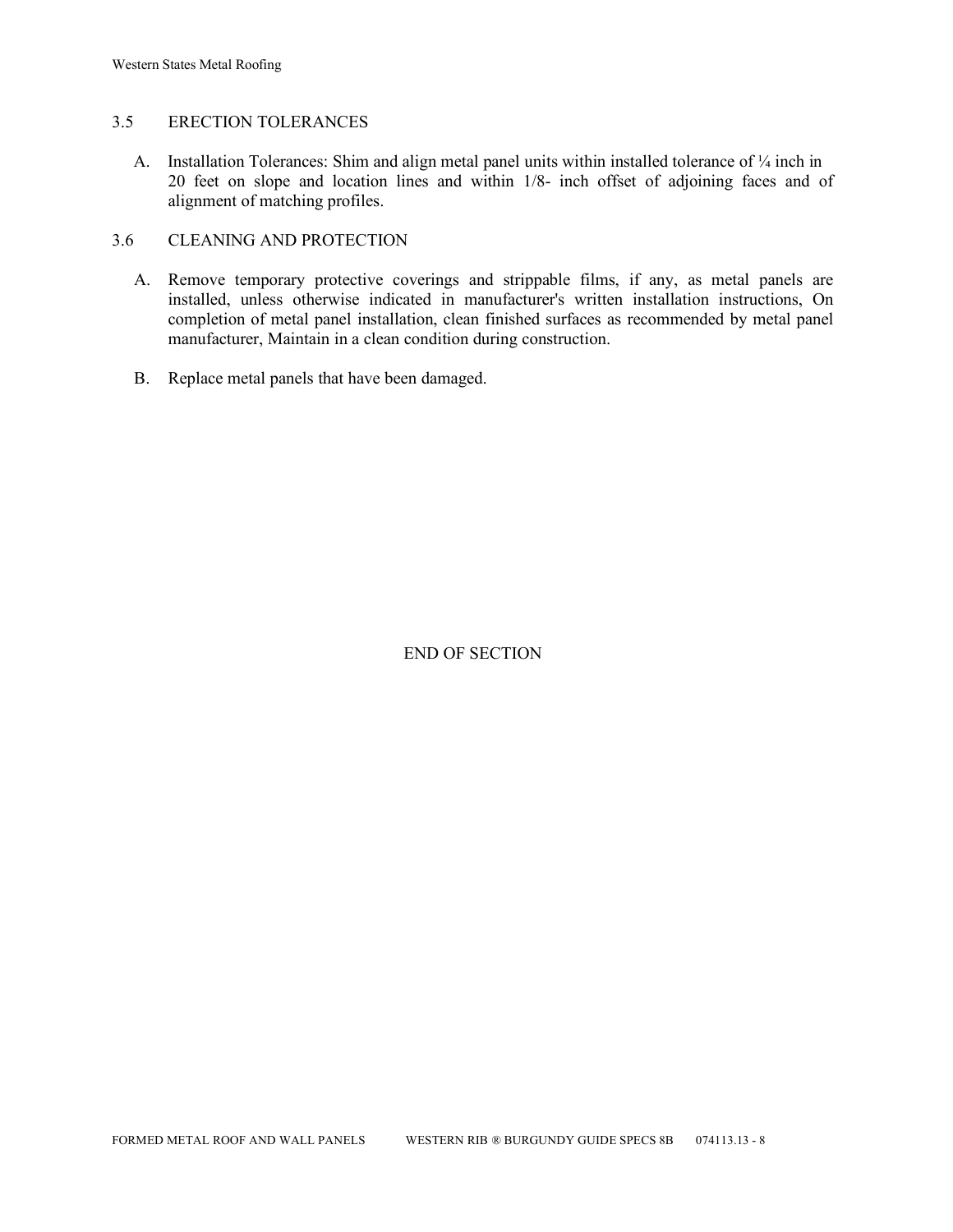## 3.5 ERECTION TOLERANCES

A. Installation Tolerances: Shim and align metal panel units within installed tolerance of ¼ inch in 20 feet on slope and location lines and within 1/8- inch offset of adjoining faces and of alignment of matching profiles.

## 3.6 CLEANING AND PROTECTION

A. Remove temporary protective coverings and strippable films, if any, as metal panels are installed, unless otherwise indicated in manufacturer's written installation instructions, On completion of metal panel installation, clean finished surfaces as recommended by metal panel manufacturer, Maintain in a clean condition during construction.

B. Replace metal panels that have been damaged.

END OF SECTION